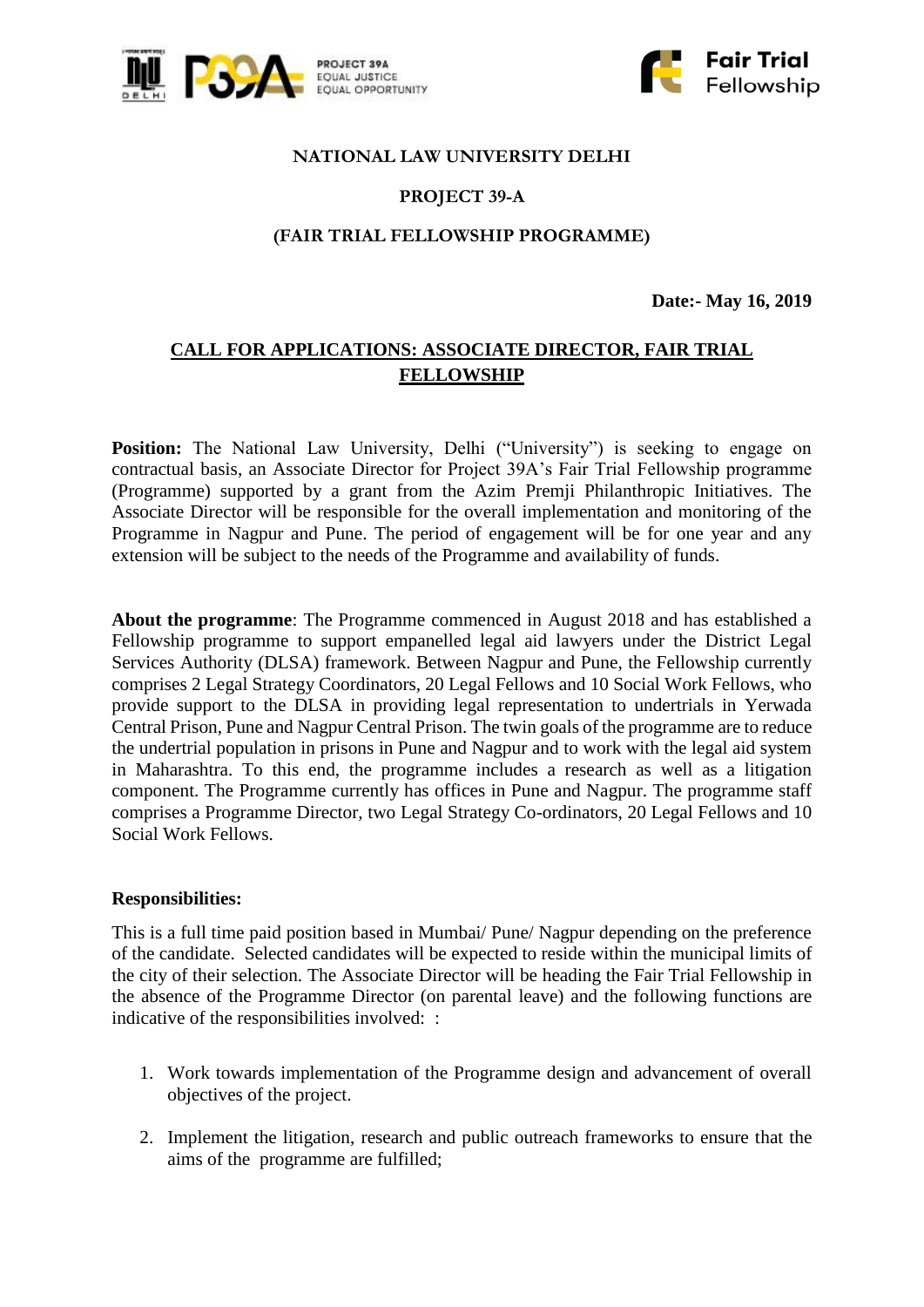**NATIONAL LAW UNIVERSITY DELHI**

**PROJECT 39-A**

**(FAIR TRIAL FELLOWSHIP PROGRAMME)**

**Date:- May 16, 2019**

## CALL FOR APPLICATIONS: ASSOCIATE DIRECTOR, FAIR TRIAL FELLOWSHIP

**Position:** The National Law University, Delhi ("University") is seeking to engage on contractual basis, an Associate Director for Project 39A's Fair Trial Fellowship programme (Programme) supported by a grant from the Azim Premji Philanthropic Initiatives. The Associate Director will be responsible for the overall implementation and monitoring of the Programme in Nagpur and Pune. The period of engagement will be for one year and any extension will be subject to the needs of the Programme and availability of funds.

**About the programme**: The Programme commenced in August 2018 and has established a Fellowship programme to support empanelled legal aid lawyers under the District Legal Services Authority (DLSA) framework. Between Nagpur and Pune, the Fellowship currently comprises 2 Legal Strategy Coordinators, 20 Legal Fellows and 10 Social Work Fellows, who provide support to the DLSA in providing legal representation to undertrials in Yerwada Central Prison, Pune and Nagpur Central Prison. The twin goals of the programme are to reduce the undertrial population in prisons in Pune and Nagpur and to work with the legal aid system in Maharashtra. To this end, the programme includes a research as well as a litigation component. The Programme currently has offices in Pune and Nagpur. The programme staff comprises a Programme Director, two Legal Strategy Co-ordinators, 20 Legal Fellows and 10 Social Work Fellows.

**Responsibilities:**

This is a full time paid position based in Mumbai/ Pune/ Nagpur depending on the preference of the candidate. Selected candidates will be expected to reside within the municipal limits of the city of their selection. The Associate Director will be heading the Fair Trial Fellowship in the absence of the Programme Director (on parental leave) and the following functions are indicative of the responsibilities involved: :

1. Work towards implementation of the Programme design and advancement of overall objectives of the project.
2. Implement the litigation, research and public outreach frameworks to ensure that the aims of the programme are fulfilled;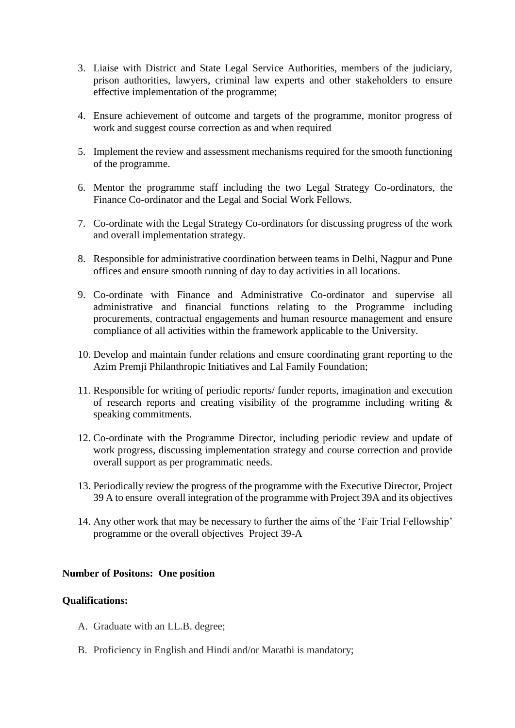3. Liaise with District and State Legal Service Authorities, members of the judiciary, prison authorities, lawyers, criminal law experts and other stakeholders to ensure effective implementation of the programme;

4. Ensure achievement of outcome and targets of the programme, monitor progress of work and suggest course correction as and when required

5. Implement the review and assessment mechanisms required for the smooth functioning of the programme.

6. Mentor the programme staff including the two Legal Strategy Co-ordinators, the Finance Co-ordinator and the Legal and Social Work Fellows.

7. Co-ordinate with the Legal Strategy Co-ordinators for discussing progress of the work and overall implementation strategy.

8. Responsible for administrative coordination between teams in Delhi, Nagpur and Pune offices and ensure smooth running of day to day activities in all locations.

9. Co-ordinate with Finance and Administrative Co-ordinator and supervise all administrative and financial functions relating to the Programme including procurements, contractual engagements and human resource management and ensure compliance of all activities within the framework applicable to the University.

10. Develop and maintain funder relations and ensure coordinating grant reporting to the Azim Premji Philanthropic Initiatives and Lal Family Foundation;

11. Responsible for writing of periodic reports/ funder reports, imagination and execution of research reports and creating visibility of the programme including writing & speaking commitments.

12. Co-ordinate with the Programme Director, including periodic review and update of work progress, discussing implementation strategy and course correction and provide overall support as per programmatic needs.

13. Periodically review the progress of the programme with the Executive Director, Project 39 A to ensure overall integration of the programme with Project 39A and its objectives

14. Any other work that may be necessary to further the aims of the 'Fair Trial Fellowship' programme or the overall objectives Project 39-A

**Number of Positons: One position**

**Qualifications:**

A. Graduate with an LL.B. degree;

B. Proficiency in English and Hindi and/or Marathi is mandatory;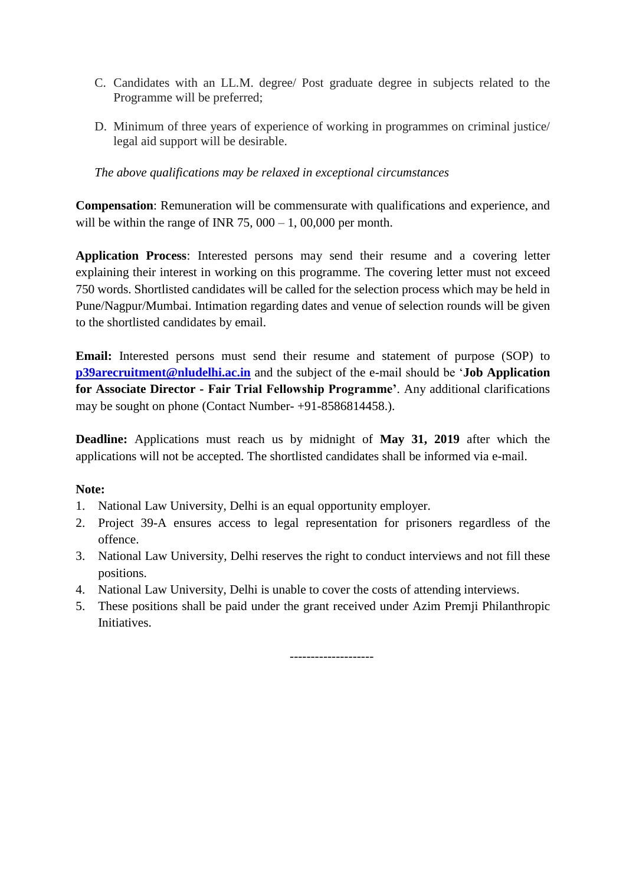C. Candidates with an LL.M. degree/ Post graduate degree in subjects related to the Programme will be preferred;

D. Minimum of three years of experience of working in programmes on criminal justice/ legal aid support will be desirable.

*The above qualifications may be relaxed in exceptional circumstances*

**Compensation**: Remuneration will be commensurate with qualifications and experience, and will be within the range of INR 75, 000 – 1, 00,000 per month.

**Application Process**: Interested persons may send their resume and a covering letter explaining their interest in working on this programme. The covering letter must not exceed 750 words. Shortlisted candidates will be called for the selection process which may be held in Pune/Nagpur/Mumbai. Intimation regarding dates and venue of selection rounds will be given to the shortlisted candidates by email.

**Email:** Interested persons must send their resume and statement of purpose (SOP) to **p39arecruitment@nludelhi.ac.in** and the subject of the e-mail should be '**Job Application for Associate Director - Fair Trial Fellowship Programme'**. Any additional clarifications may be sought on phone (Contact Number- +91-8586814458.).

**Deadline:** Applications must reach us by midnight of **May 31, 2019** after which the applications will not be accepted. The shortlisted candidates shall be informed via e-mail.

**Note:**

1. National Law University, Delhi is an equal opportunity employer.
2. Project 39-A ensures access to legal representation for prisoners regardless of the offence.
3. National Law University, Delhi reserves the right to conduct interviews and not fill these positions.
4. National Law University, Delhi is unable to cover the costs of attending interviews.
5. These positions shall be paid under the grant received under Azim Premji Philanthropic Initiatives.

--------------------